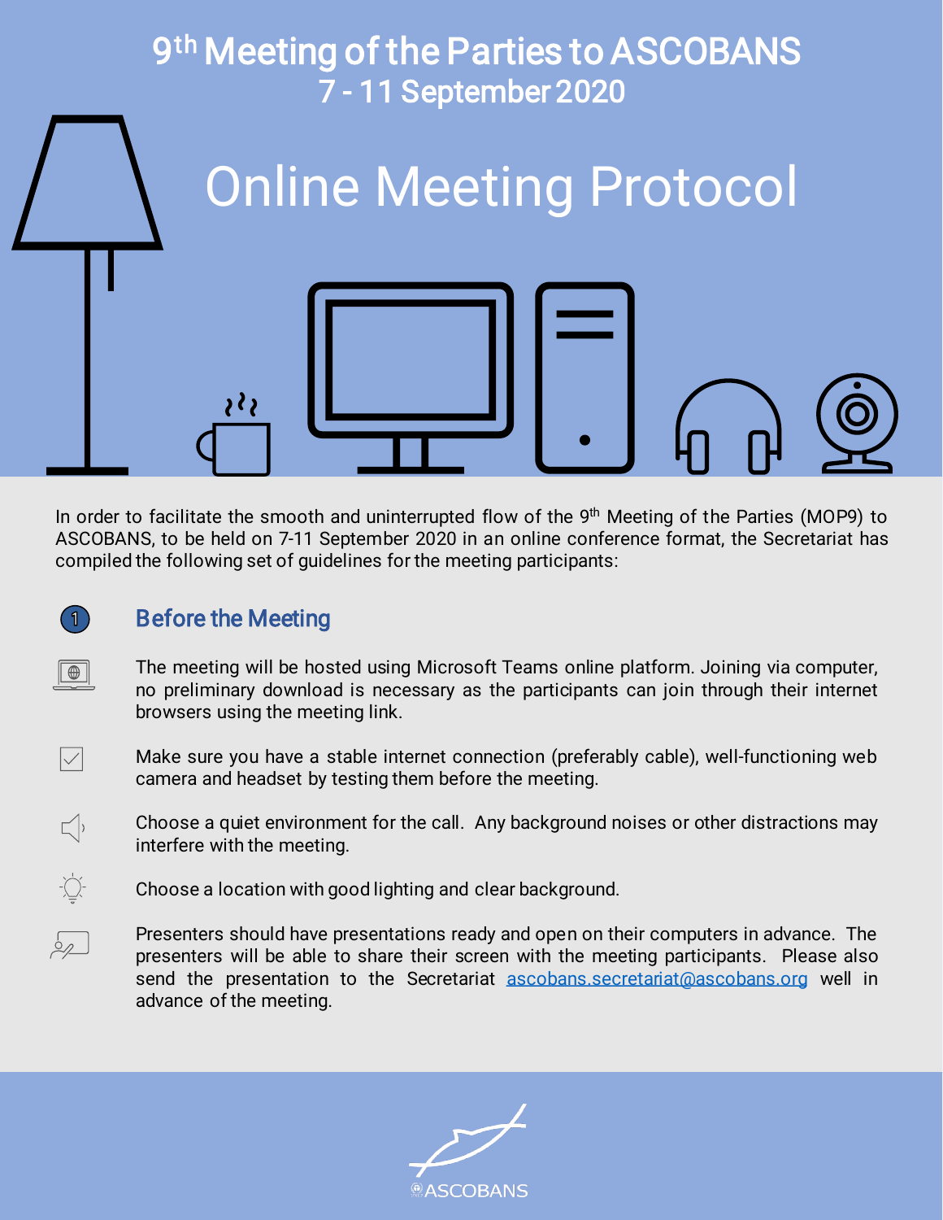# 9th Meeting of the Parties to ASCOBANS
## 7 - 11 September 2020

# Online Meeting Protocol

In order to facilitate the smooth and uninterrupted flow of the 9th Meeting of the Parties (MOP9) to ASCOBANS, to be held on 7-11 September 2020 in an online conference format, the Secretariat has compiled the following set of guidelines for the meeting participants:

## 1 Before the Meeting

The meeting will be hosted using Microsoft Teams online platform. Joining via computer, no preliminary download is necessary as the participants can join through their internet browsers using the meeting link.

Make sure you have a stable internet connection (preferably cable), well-functioning web camera and headset by testing them before the meeting.

Choose a quiet environment for the call. Any background noises or other distractions may interfere with the meeting.

Choose a location with good lighting and clear background.

Presenters should have presentations ready and open on their computers in advance. The presenters will be able to share their screen with the meeting participants. Please also send the presentation to the Secretariat ascobans.secretariat@ascobans.org well in advance of the meeting.

ASCOBANS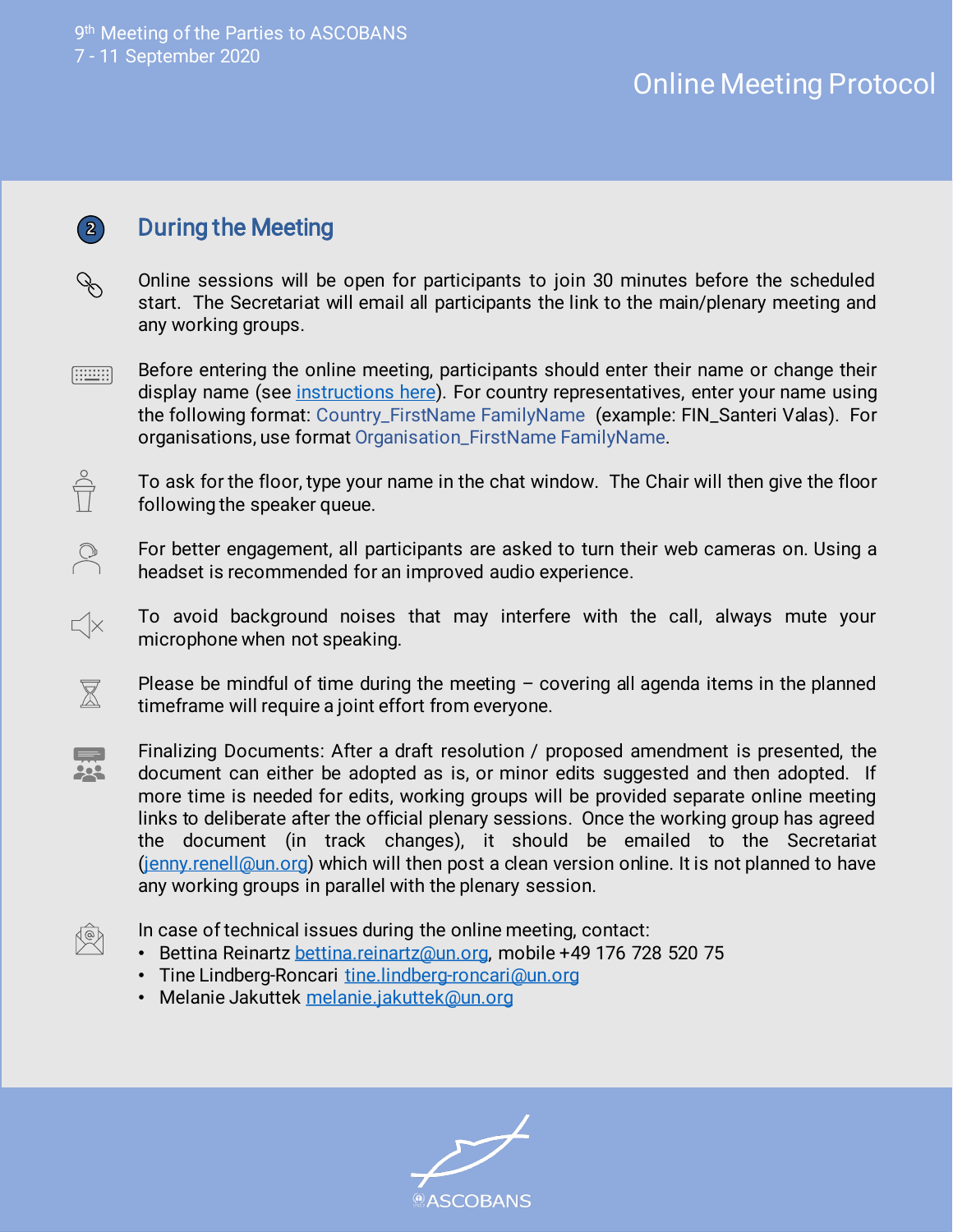## 2 During the Meeting

Online sessions will be open for participants to join 30 minutes before the scheduled start. The Secretariat will email all participants the link to the main/plenary meeting and any working groups.

Before entering the online meeting, participants should enter their name or change their display name (see instructions here). For country representatives, enter your name using the following format: Country_FirstName FamilyName (example: FIN_Santeri Valas). For organisations, use format Organisation_FirstName FamilyName.

To ask for the floor, type your name in the chat window. The Chair will then give the floor following the speaker queue.

For better engagement, all participants are asked to turn their web cameras on. Using a headset is recommended for an improved audio experience.

To avoid background noises that may interfere with the call, always mute your microphone when not speaking.

Please be mindful of time during the meeting – covering all agenda items in the planned timeframe will require a joint effort from everyone.

Finalizing Documents: After a draft resolution / proposed amendment is presented, the document can either be adopted as is, or minor edits suggested and then adopted. If more time is needed for edits, working groups will be provided separate online meeting links to deliberate after the official plenary sessions. Once the working group has agreed the document (in track changes), it should be emailed to the Secretariat (jenny.renell@un.org) which will then post a clean version online. It is not planned to have any working groups in parallel with the plenary session.

In case of technical issues during the online meeting, contact:

- Bettina Reinartz bettina.reinartz@un.org, mobile +49 176 728 520 75
- Tine Lindberg-Roncari tine.lindberg-roncari@un.org
- Melanie Jakuttek melanie.jakuttek@un.org